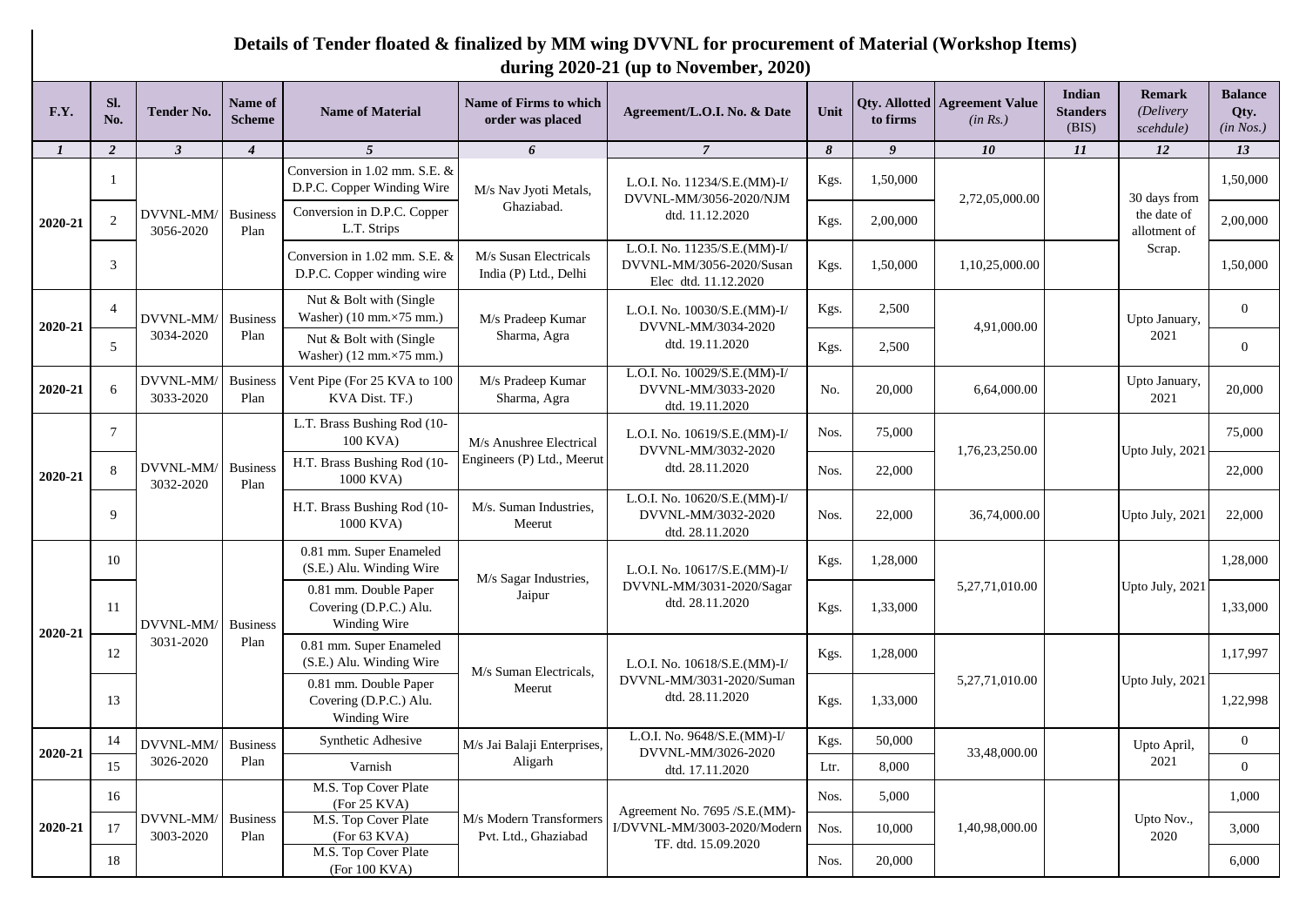# Details of Tender floated & finalized by MM wing DVVNL for procurement of Material (Workshop Items) during 2020-21 (up to November, 2020)

| F.Y. | Sl. No. | Tender No. | Name of Scheme | Name of Material | Name of Firms to which order was placed | Agreement/L.O.I. No. & Date | Unit | Qty. Allotted to firms | Agreement Value (in Rs.) | Indian Standers (BIS) | Remark (Delivery scehdule) | Balance Qty. (in Nos.) |
|---|---|---|---|---|---|---|---|---|---|---|---|---|
| 1 | 2 | 3 | 4 | 5 | 6 | 7 | 8 | 9 | 10 | 11 | 12 | 13 |
| 2020-21 | 1 | DVVNL-MM/ 3056-2020 | Business Plan | Conversion in 1.02 mm. S.E. & D.P.C. Copper Winding Wire | M/s Nav Jyoti Metals, Ghaziabad. | L.O.I. No. 11234/S.E.(MM)-I/ DVVNL-MM/3056-2020/NJM dtd. 11.12.2020 | Kgs. | 1,50,000 | 2,72,05,000.00 | | 30 days from the date of allotment of Scrap. | 1,50,000 |
| | 2 | | | Conversion in D.P.C. Copper L.T. Strips | | | Kgs. | 2,00,000 | | | | 2,00,000 |
| | 3 | | | Conversion in 1.02 mm. S.E. & D.P.C. Copper winding wire | M/s Susan Electricals India (P) Ltd., Delhi | L.O.I. No. 11235/S.E.(MM)-I/ DVVNL-MM/3056-2020/Susan Elec dtd. 11.12.2020 | Kgs. | 1,50,000 | 1,10,25,000.00 | | | 1,50,000 |
| 2020-21 | 4 | DVVNL-MM/ 3034-2020 | Business Plan | Nut & Bolt with (Single Washer) (10 mm.×75 mm.) | M/s Pradeep Kumar Sharma, Agra | L.O.I. No. 10030/S.E.(MM)-I/ DVVNL-MM/3034-2020 dtd. 19.11.2020 | Kgs. | 2,500 | 4,91,000.00 | | Upto January, 2021 | 0 |
| | 5 | | | Nut & Bolt with (Single Washer) (12 mm.×75 mm.) | | | Kgs. | 2,500 | | | | 0 |
| 2020-21 | 6 | DVVNL-MM/ 3033-2020 | Business Plan | Vent Pipe (For 25 KVA to 100 KVA Dist. TF.) | M/s Pradeep Kumar Sharma, Agra | L.O.I. No. 10029/S.E.(MM)-I/ DVVNL-MM/3033-2020 dtd. 19.11.2020 | No. | 20,000 | 6,64,000.00 | | Upto January, 2021 | 20,000 |
| 2020-21 | 7 | DVVNL-MM/ 3032-2020 | Business Plan | L.T. Brass Bushing Rod (10-100 KVA) | M/s Anushree Electrical Engineers (P) Ltd., Meerut | L.O.I. No. 10619/S.E.(MM)-I/ DVVNL-MM/3032-2020 dtd. 28.11.2020 | Nos. | 75,000 | 1,76,23,250.00 | | Upto July, 2021 | 75,000 |
| | 8 | | | H.T. Brass Bushing Rod (10-1000 KVA) | | | Nos. | 22,000 | | | | 22,000 |
| | 9 | | | H.T. Brass Bushing Rod (10-1000 KVA) | M/s. Suman Industries, Meerut | L.O.I. No. 10620/S.E.(MM)-I/ DVVNL-MM/3032-2020 dtd. 28.11.2020 | Nos. | 22,000 | 36,74,000.00 | | Upto July, 2021 | 22,000 |
| 2020-21 | 10 | DVVNL-MM/ 3031-2020 | Business Plan | 0.81 mm. Super Enameled (S.E.) Alu. Winding Wire | M/s Sagar Industries, Jaipur | L.O.I. No. 10617/S.E.(MM)-I/ DVVNL-MM/3031-2020/Sagar dtd. 28.11.2020 | Kgs. | 1,28,000 | 5,27,71,010.00 | | Upto July, 2021 | 1,28,000 |
| | 11 | | | 0.81 mm. Double Paper Covering (D.P.C.) Alu. Winding Wire | | | Kgs. | 1,33,000 | | | | 1,33,000 |
| | 12 | | | 0.81 mm. Super Enameled (S.E.) Alu. Winding Wire | M/s Suman Electricals, Meerut | L.O.I. No. 10618/S.E.(MM)-I/ DVVNL-MM/3031-2020/Suman dtd. 28.11.2020 | Kgs. | 1,28,000 | 5,27,71,010.00 | | Upto July, 2021 | 1,17,997 |
| | 13 | | | 0.81 mm. Double Paper Covering (D.P.C.) Alu. Winding Wire | | | Kgs. | 1,33,000 | | | | 1,22,998 |
| 2020-21 | 14 | DVVNL-MM/ 3026-2020 | Business Plan | Synthetic Adhesive | M/s Jai Balaji Enterprises, Aligarh | L.O.I. No. 9648/S.E.(MM)-I/ DVVNL-MM/3026-2020 dtd. 17.11.2020 | Kgs. | 50,000 | 33,48,000.00 | | Upto April, 2021 | 0 |
| | 15 | | | Varnish | | | Ltr. | 8,000 | | | | 0 |
| 2020-21 | 16 | DVVNL-MM/ 3003-2020 | Business Plan | M.S. Top Cover Plate (For 25 KVA) | M/s Modern Transformers Pvt. Ltd., Ghaziabad | Agreement No. 7695 /S.E.(MM)-I/DVVNL-MM/3003-2020/Modern TF. dtd. 15.09.2020 | Nos. | 5,000 | 1,40,98,000.00 | | Upto Nov., 2020 | 1,000 |
| | 17 | | | M.S. Top Cover Plate (For 63 KVA) | | | Nos. | 10,000 | | | | 3,000 |
| | 18 | | | M.S. Top Cover Plate (For 100 KVA) | | | Nos. | 20,000 | | | | 6,000 |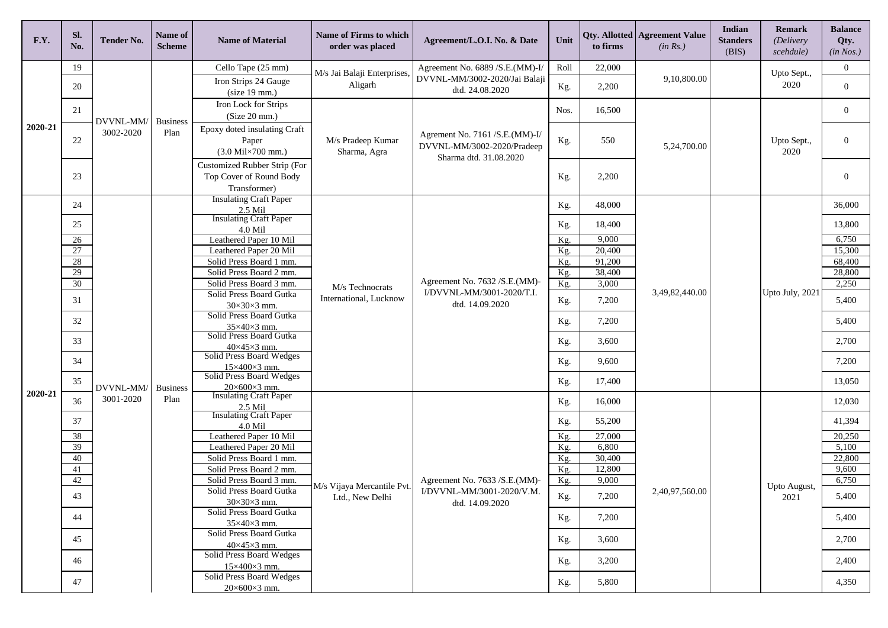| F.Y. | Sl. No. | Tender No. | Name of Scheme | Name of Material | Name of Firms to which order was placed | Agreement/L.O.I. No. & Date | Unit | Qty. Allotted to firms | Agreement Value *(in Rs.)* | Indian Standers (BIS) | Remark *(Delivery scehdule)* | Balance Qty. *(in Nos.)* |
|---|---|---|---|---|---|---|---|---|---|---|---|---|
| 2020-21 | 19 | DVVNL-MM/ 3002-2020 | Business Plan | Cello Tape (25 mm) | M/s Jai Balaji Enterprises, Aligarh | Agreement No. 6889 /S.E.(MM)-I/ DVVNL-MM/3002-2020/Jai Balaji dtd. 24.08.2020 | Roll | 22,000 | 9,10,800.00 | | Upto Sept., 2020 | 0 |
| | 20 | | | Iron Strips 24 Gauge (size 19 mm.) | | | Kg. | 2,200 | | | | 0 |
| | 21 | | | Iron Lock for Strips (Size 20 mm.) | M/s Pradeep Kumar Sharma, Agra | Agrement No. 7161 /S.E.(MM)-I/ DVVNL-MM/3002-2020/Pradeep Sharma dtd. 31.08.2020 | Nos. | 16,500 | 5,24,700.00 | | Upto Sept., 2020 | 0 |
| | 22 | | | Epoxy doted insulating Craft Paper (3.0 Mil×700 mm.) | | | Kg. | 550 | | | | 0 |
| | 23 | | | Customized Rubber Strip (For Top Cover of Round Body Transformer) | | | Kg. | 2,200 | | | | 0 |
| 2020-21 | 24 | DVVNL-MM/ 3001-2020 | Business Plan | Insulating Craft Paper 2.5 Mil | M/s Technocrats International, Lucknow | Agreement No. 7632 /S.E.(MM)-I/DVVNL-MM/3001-2020/T.I. dtd. 14.09.2020 | Kg. | 48,000 | 3,49,82,440.00 | | Upto July, 2021 | 36,000 |
| | 25 | | | Insulating Craft Paper 4.0 Mil | | | Kg. | 18,400 | | | | 13,800 |
| | 26 | | | Leathered Paper 10 Mil | | | Kg. | 9,000 | | | | 6,750 |
| | 27 | | | Leathered Paper 20 Mil | | | Kg. | 20,400 | | | | 15,300 |
| | 28 | | | Solid Press Board 1 mm. | | | Kg. | 91,200 | | | | 68,400 |
| | 29 | | | Solid Press Board 2 mm. | | | Kg. | 38,400 | | | | 28,800 |
| | 30 | | | Solid Press Board 3 mm. | | | Kg. | 3,000 | | | | 2,250 |
| | 31 | | | Solid Press Board Gutka 30×30×3 mm. | | | Kg. | 7,200 | | | | 5,400 |
| | 32 | | | Solid Press Board Gutka 35×40×3 mm. | | | Kg. | 7,200 | | | | 5,400 |
| | 33 | | | Solid Press Board Gutka 40×45×3 mm. | | | Kg. | 3,600 | | | | 2,700 |
| | 34 | | | Solid Press Board Wedges 15×400×3 mm. | | | Kg. | 9,600 | | | | 7,200 |
| | 35 | | | Solid Press Board Wedges 20×600×3 mm. | | | Kg. | 17,400 | | | | 13,050 |
| | 36 | | | Insulating Craft Paper 2.5 Mil | M/s Vijaya Mercantile Pvt. Ltd., New Delhi | Agreement No. 7633 /S.E.(MM)-I/DVVNL-MM/3001-2020/V.M. dtd. 14.09.2020 | Kg. | 16,000 | 2,40,97,560.00 | | Upto August, 2021 | 12,030 |
| | 37 | | | Insulating Craft Paper 4.0 Mil | | | Kg. | 55,200 | | | | 41,394 |
| | 38 | | | Leathered Paper 10 Mil | | | Kg. | 27,000 | | | | 20,250 |
| | 39 | | | Leathered Paper 20 Mil | | | Kg. | 6,800 | | | | 5,100 |
| | 40 | | | Solid Press Board 1 mm. | | | Kg. | 30,400 | | | | 22,800 |
| | 41 | | | Solid Press Board 2 mm. | | | Kg. | 12,800 | | | | 9,600 |
| | 42 | | | Solid Press Board 3 mm. | | | Kg. | 9,000 | | | | 6,750 |
| | 43 | | | Solid Press Board Gutka 30×30×3 mm. | | | Kg. | 7,200 | | | | 5,400 |
| | 44 | | | Solid Press Board Gutka 35×40×3 mm. | | | Kg. | 7,200 | | | | 5,400 |
| | 45 | | | Solid Press Board Gutka 40×45×3 mm. | | | Kg. | 3,600 | | | | 2,700 |
| | 46 | | | Solid Press Board Wedges 15×400×3 mm. | | | Kg. | 3,200 | | | | 2,400 |
| | 47 | | | Solid Press Board Wedges 20×600×3 mm. | | | Kg. | 5,800 | | | | 4,350 |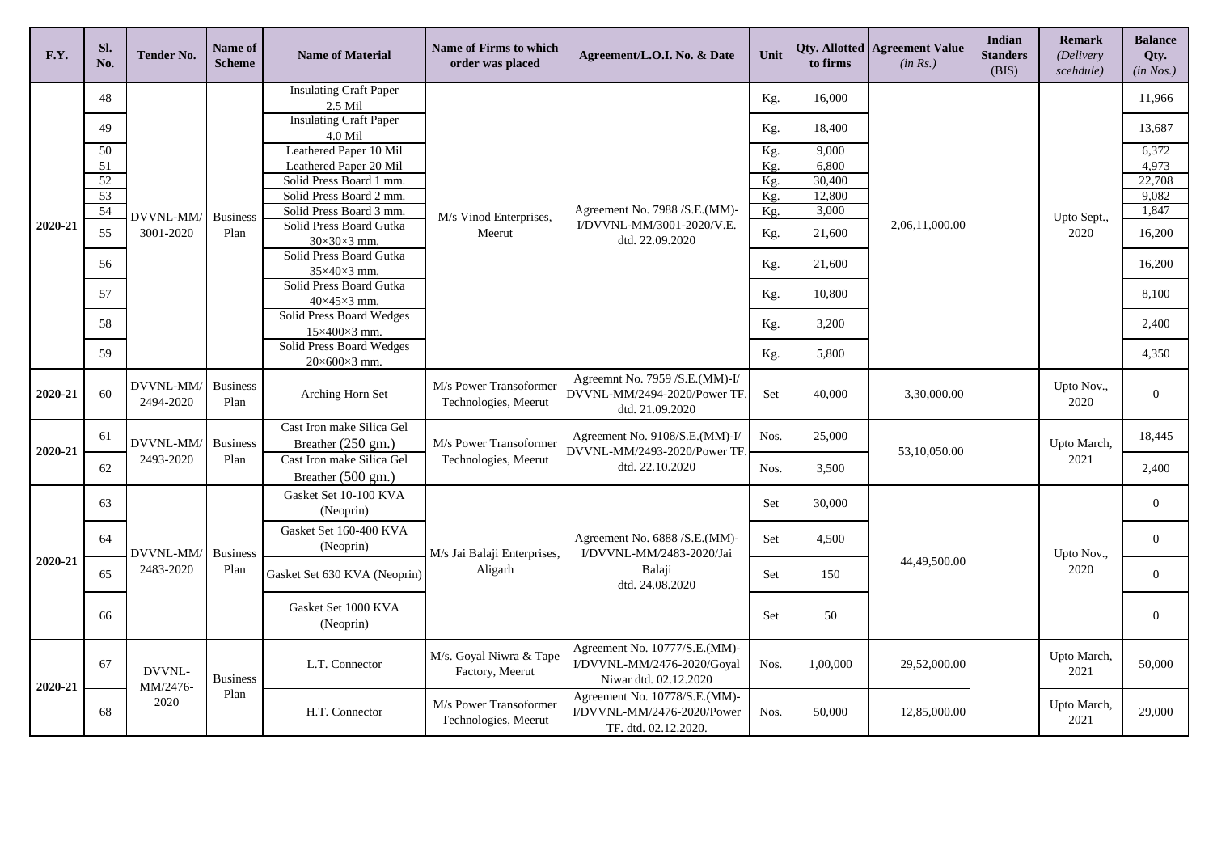| F.Y. | Sl. No. | Tender No. | Name of Scheme | Name of Material | Name of Firms to which order was placed | Agreement/L.O.I. No. & Date | Unit | Qty. Allotted to firms | Agreement Value *(in Rs.)* | Indian Standers (BIS) | Remark *(Delivery scehdule)* | Balance Qty. *(in Nos.)* |
|---|---|---|---|---|---|---|---|---|---|---|---|---|
| 2020-21 | 48 | DVVNL-MM/ 3001-2020 | Business Plan | Insulating Craft Paper 2.5 Mil | M/s Vinod Enterprises, Meerut | Agreement No. 7988 /S.E.(MM)-I/DVVNL-MM/3001-2020/V.E. dtd. 22.09.2020 | Kg. | 16,000 | 2,06,11,000.00 | | Upto Sept., 2020 | 11,966 |
| | 49 | | | Insulating Craft Paper 4.0 Mil | | | Kg. | 18,400 | | | | 13,687 |
| | 50 | | | Leathered Paper 10 Mil | | | Kg. | 9,000 | | | | 6,372 |
| | 51 | | | Leathered Paper 20 Mil | | | Kg. | 6,800 | | | | 4,973 |
| | 52 | | | Solid Press Board 1 mm. | | | Kg. | 30,400 | | | | 22,708 |
| | 53 | | | Solid Press Board 2 mm. | | | Kg. | 12,800 | | | | 9,082 |
| | 54 | | | Solid Press Board 3 mm. | | | Kg. | 3,000 | | | | 1,847 |
| | 55 | | | Solid Press Board Gutka 30×30×3 mm. | | | Kg. | 21,600 | | | | 16,200 |
| | 56 | | | Solid Press Board Gutka 35×40×3 mm. | | | Kg. | 21,600 | | | | 16,200 |
| | 57 | | | Solid Press Board Gutka 40×45×3 mm. | | | Kg. | 10,800 | | | | 8,100 |
| | 58 | | | Solid Press Board Wedges 15×400×3 mm. | | | Kg. | 3,200 | | | | 2,400 |
| | 59 | | | Solid Press Board Wedges 20×600×3 mm. | | | Kg. | 5,800 | | | | 4,350 |
| 2020-21 | 60 | DVVNL-MM/ 2494-2020 | Business Plan | Arching Horn Set | M/s Power Transoformer Technologies, Meerut | Agreemnt No. 7959 /S.E.(MM)-I/ DVVNL-MM/2494-2020/Power TF. dtd. 21.09.2020 | Set | 40,000 | 3,30,000.00 | | Upto Nov., 2020 | 0 |
| 2020-21 | 61 | DVVNL-MM/ 2493-2020 | Business Plan | Cast Iron make Silica Gel Breather (250 gm.) | M/s Power Transoformer Technologies, Meerut | Agreement No. 9108/S.E.(MM)-I/ DVVNL-MM/2493-2020/Power TF. dtd. 22.10.2020 | Nos. | 25,000 | 53,10,050.00 | | Upto March, 2021 | 18,445 |
| | 62 | | | Cast Iron make Silica Gel Breather (500 gm.) | | | Nos. | 3,500 | | | | 2,400 |
| 2020-21 | 63 | DVVNL-MM/ 2483-2020 | Business Plan | Gasket Set 10-100 KVA (Neoprin) | M/s Jai Balaji Enterprises, Aligarh | Agreement No. 6888 /S.E.(MM)-I/DVVNL-MM/2483-2020/Jai Balaji dtd. 24.08.2020 | Set | 30,000 | 44,49,500.00 | | Upto Nov., 2020 | 0 |
| | 64 | | | Gasket Set 160-400 KVA (Neoprin) | | | Set | 4,500 | | | | 0 |
| | 65 | | | Gasket Set 630 KVA (Neoprin) | | | Set | 150 | | | | 0 |
| | 66 | | | Gasket Set 1000 KVA (Neoprin) | | | Set | 50 | | | | 0 |
| 2020-21 | 67 | DVVNL-MM/2476-2020 | Business Plan | L.T. Connector | M/s. Goyal Niwra & Tape Factory, Meerut | Agreement No. 10777/S.E.(MM)-I/DVVNL-MM/2476-2020/Goyal Niwar dtd. 02.12.2020 | Nos. | 1,00,000 | 29,52,000.00 | | Upto March, 2021 | 50,000 |
| | 68 | | | H.T. Connector | M/s Power Transoformer Technologies, Meerut | Agreement No. 10778/S.E.(MM)-I/DVVNL-MM/2476-2020/Power TF. dtd. 02.12.2020. | Nos. | 50,000 | 12,85,000.00 | | Upto March, 2021 | 29,000 |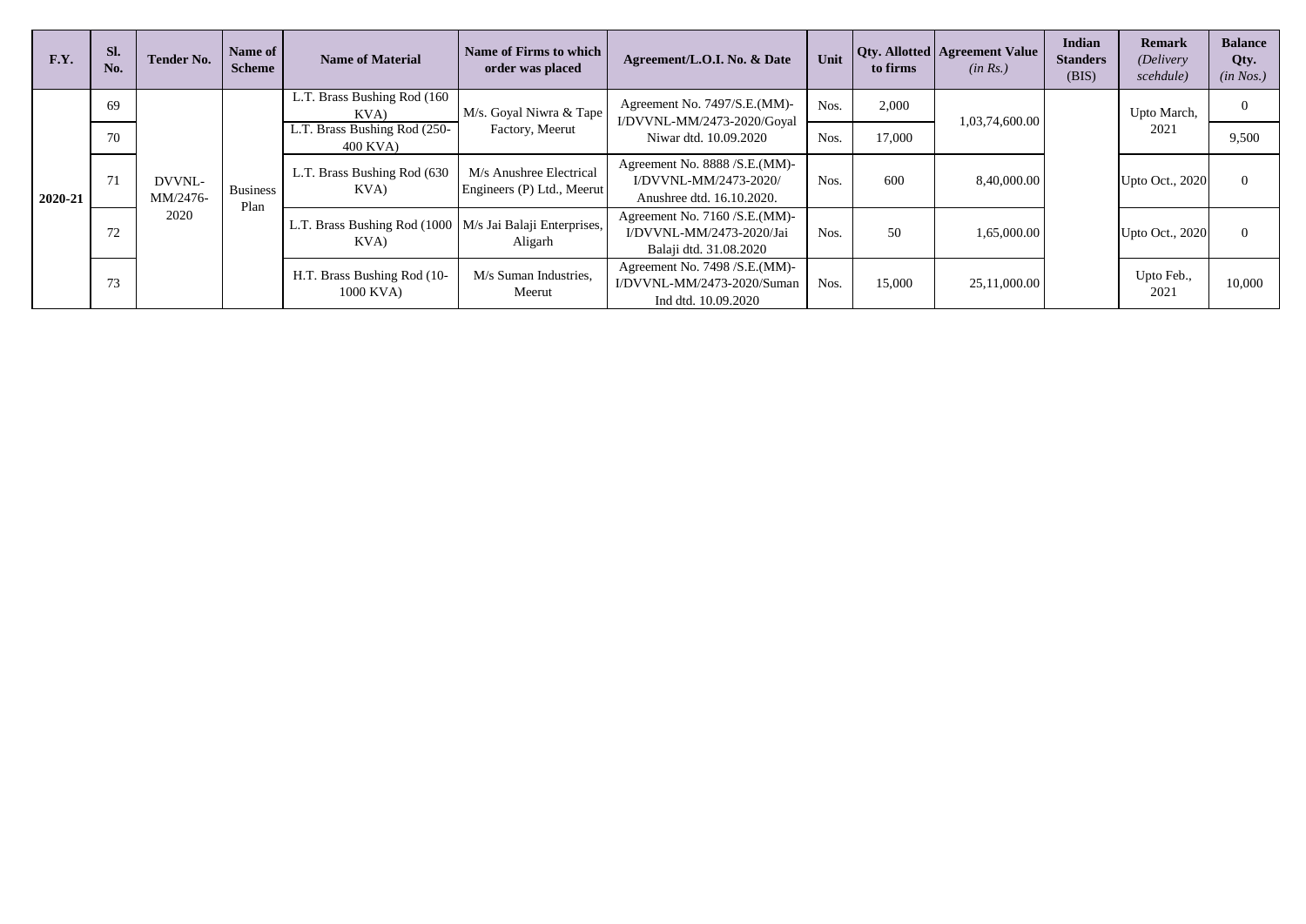| F.Y. | Sl. No. | Tender No. | Name of Scheme | Name of Material | Name of Firms to which order was placed | Agreement/L.O.I. No. & Date | Unit | Qty. Allotted to firms | Agreement Value *(in Rs.)* | Indian Standers (BIS) | Remark *(Delivery scehdule)* | Balance Qty. *(in Nos.)* |
|---|---|---|---|---|---|---|---|---|---|---|---|---|
| 2020-21 | 69 | DVVNL-MM/2476-2020 | Business Plan | L.T. Brass Bushing Rod (160 KVA) | M/s. Goyal Niwra & Tape Factory, Meerut | Agreement No. 7497/S.E.(MM)-I/DVVNL-MM/2473-2020/Goyal Niwar dtd. 10.09.2020 | Nos. | 2,000 | 1,03,74,600.00 | | Upto March, 2021 | 0 |
| | 70 | | | L.T. Brass Bushing Rod (250-400 KVA) | | | Nos. | 17,000 | | | | 9,500 |
| | 71 | | | L.T. Brass Bushing Rod (630 KVA) | M/s Anushree Electrical Engineers (P) Ltd., Meerut | Agreement No. 8888 /S.E.(MM)-I/DVVNL-MM/2473-2020/ Anushree dtd. 16.10.2020. | Nos. | 600 | 8,40,000.00 | | Upto Oct., 2020 | 0 |
| | 72 | | | L.T. Brass Bushing Rod (1000 KVA) | M/s Jai Balaji Enterprises, Aligarh | Agreement No. 7160 /S.E.(MM)-I/DVVNL-MM/2473-2020/Jai Balaji dtd. 31.08.2020 | Nos. | 50 | 1,65,000.00 | | Upto Oct., 2020 | 0 |
| | 73 | | | H.T. Brass Bushing Rod (10-1000 KVA) | M/s Suman Industries, Meerut | Agreement No. 7498 /S.E.(MM)-I/DVVNL-MM/2473-2020/Suman Ind dtd. 10.09.2020 | Nos. | 15,000 | 25,11,000.00 | | Upto Feb., 2021 | 10,000 |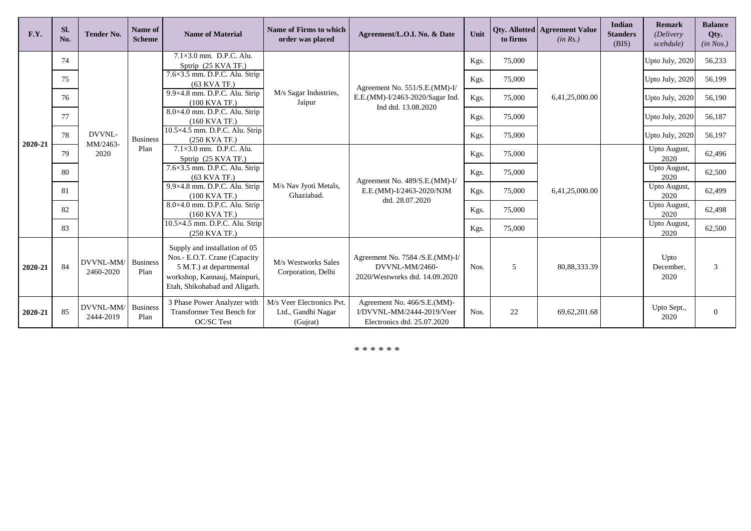| F.Y. | Sl. No. | Tender No. | Name of Scheme | Name of Material | Name of Firms to which order was placed | Agreement/L.O.I. No. & Date | Unit | Qty. Allotted to firms | Agreement Value *(in Rs.)* | Indian Standers (BIS) | Remark *(Delivery scehdule)* | Balance Qty. *(in Nos.)* |
|---|---|---|---|---|---|---|---|---|---|---|---|---|
| 2020-21 | 74 | DVVNL-MM/2463-2020 | Business Plan | 7.1×3.0 mm. D.P.C. Alu. Sptrip (25 KVA TF.) | M/s Sagar Industries, Jaipur | Agreement No. 551/S.E.(MM)-I/ E.E.(MM)-I/2463-2020/Sagar Ind. Ind dtd. 13.08.2020 | Kgs. | 75,000 | 6,41,25,000.00 | | Upto July, 2020 | 56,233 |
| | 75 | | | 7.6×3.5 mm. D.P.C. Alu. Strip (63 KVA TF.) | | | Kgs. | 75,000 | | | Upto July, 2020 | 56,199 |
| | 76 | | | 9.9×4.8 mm. D.P.C. Alu. Strip (100 KVA TF.) | | | Kgs. | 75,000 | | | Upto July, 2020 | 56,190 |
| | 77 | | | 8.0×4.0 mm. D.P.C. Alu. Strip (160 KVA TF.) | | | Kgs. | 75,000 | | | Upto July, 2020 | 56,187 |
| | 78 | | | 10.5×4.5 mm. D.P.C. Alu. Strip (250 KVA TF.) | | | Kgs. | 75,000 | | | Upto July, 2020 | 56,197 |
| | 79 | | | 7.1×3.0 mm. D.P.C. Alu. Sptrip (25 KVA TF.) | M/s Nav Jyoti Metals, Ghaziabad. | Agreement No. 489/S.E.(MM)-I/ E.E.(MM)-I/2463-2020/NJM dtd. 28.07.2020 | Kgs. | 75,000 | 6,41,25,000.00 | | Upto August, 2020 | 62,496 |
| | 80 | | | 7.6×3.5 mm. D.P.C. Alu. Strip (63 KVA TF.) | | | Kgs. | 75,000 | | | Upto August, 2020 | 62,500 |
| | 81 | | | 9.9×4.8 mm. D.P.C. Alu. Strip (100 KVA TF.) | | | Kgs. | 75,000 | | | Upto August, 2020 | 62,499 |
| | 82 | | | 8.0×4.0 mm. D.P.C. Alu. Strip (160 KVA TF.) | | | Kgs. | 75,000 | | | Upto August, 2020 | 62,498 |
| | 83 | | | 10.5×4.5 mm. D.P.C. Alu. Strip (250 KVA TF.) | | | Kgs. | 75,000 | | | Upto August, 2020 | 62,500 |
| 2020-21 | 84 | DVVNL-MM/ 2460-2020 | Business Plan | Supply and installation of 05 Nos.- E.O.T. Crane (Capacity 5 M.T.) at departmental workshop, Kannauj, Mainpuri, Etah, Shikohabad and Aligarh. | M/s Westworks Sales Corporation, Delhi | Agreement No. 7584 /S.E.(MM)-I/ DVVNL-MM/2460-2020/Westworks dtd. 14.09.2020 | Nos. | 5 | 80,88,333.39 | | Upto December, 2020 | 3 |
| 2020-21 | 85 | DVVNL-MM/ 2444-2019 | Business Plan | 3 Phase Power Analyzer with Transformer Test Bench for OC/SC Test | M/s Veer Electronics Pvt. Ltd., Gandhi Nagar (Gujrat) | Agreement No. 466/S.E.(MM)-I/DVVNL-MM/2444-2019/Veer Electronics dtd. 25.07.2020 | Nos. | 22 | 69,62,201.68 | | Upto Sept., 2020 | 0 |

\* \* \* \* \* \*